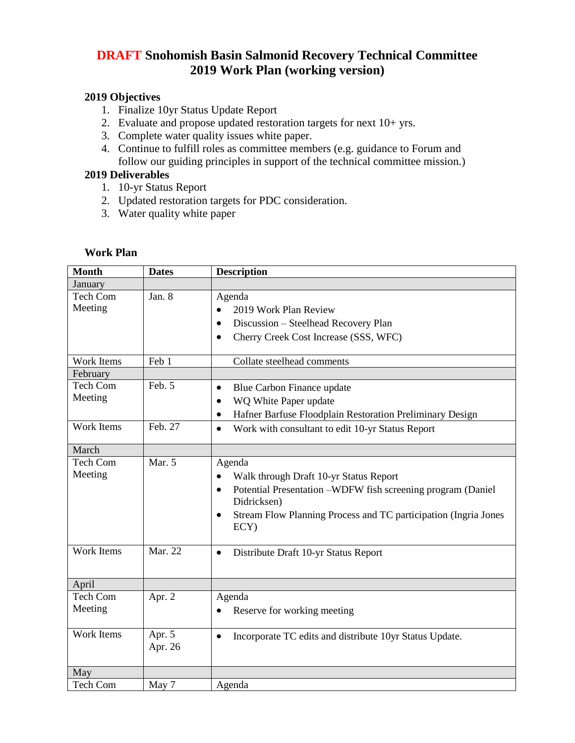# DRAFT Snohomish Basin Salmonid Recovery Technical Committee 2019 Work Plan (working version)

### 2019 Objectives

1. Finalize 10yr Status Update Report
2. Evaluate and propose updated restoration targets for next 10+ yrs.
3. Complete water quality issues white paper.
4. Continue to fulfill roles as committee members (e.g. guidance to Forum and follow our guiding principles in support of the technical committee mission.)

### 2019 Deliverables

1. 10-yr Status Report
2. Updated restoration targets for PDC consideration.
3. Water quality white paper

### Work Plan

| Month | Dates | Description |
|---|---|---|
| January | | |
| Tech Com Meeting | Jan. 8 | Agenda<br>• 2019 Work Plan Review<br>• Discussion – Steelhead Recovery Plan<br>• Cherry Creek Cost Increase (SSS, WFC) |
| Work Items | Feb 1 | Collate steelhead comments |
| February | | |
| Tech Com Meeting | Feb. 5 | • Blue Carbon Finance update<br>• WQ White Paper update<br>• Hafner Barfuse Floodplain Restoration Preliminary Design |
| Work Items | Feb. 27 | • Work with consultant to edit 10-yr Status Report |
| March | | |
| Tech Com Meeting | Mar. 5 | Agenda<br>• Walk through Draft 10-yr Status Report<br>• Potential Presentation –WDFW fish screening program (Daniel Didricksen)<br>• Stream Flow Planning Process and TC participation (Ingria Jones ECY) |
| Work Items | Mar. 22 | • Distribute Draft 10-yr Status Report |
| April | | |
| Tech Com Meeting | Apr. 2 | Agenda<br>• Reserve for working meeting |
| Work Items | Apr. 5<br>Apr. 26 | • Incorporate TC edits and distribute 10yr Status Update. |
| May | | |
| Tech Com | May 7 | Agenda |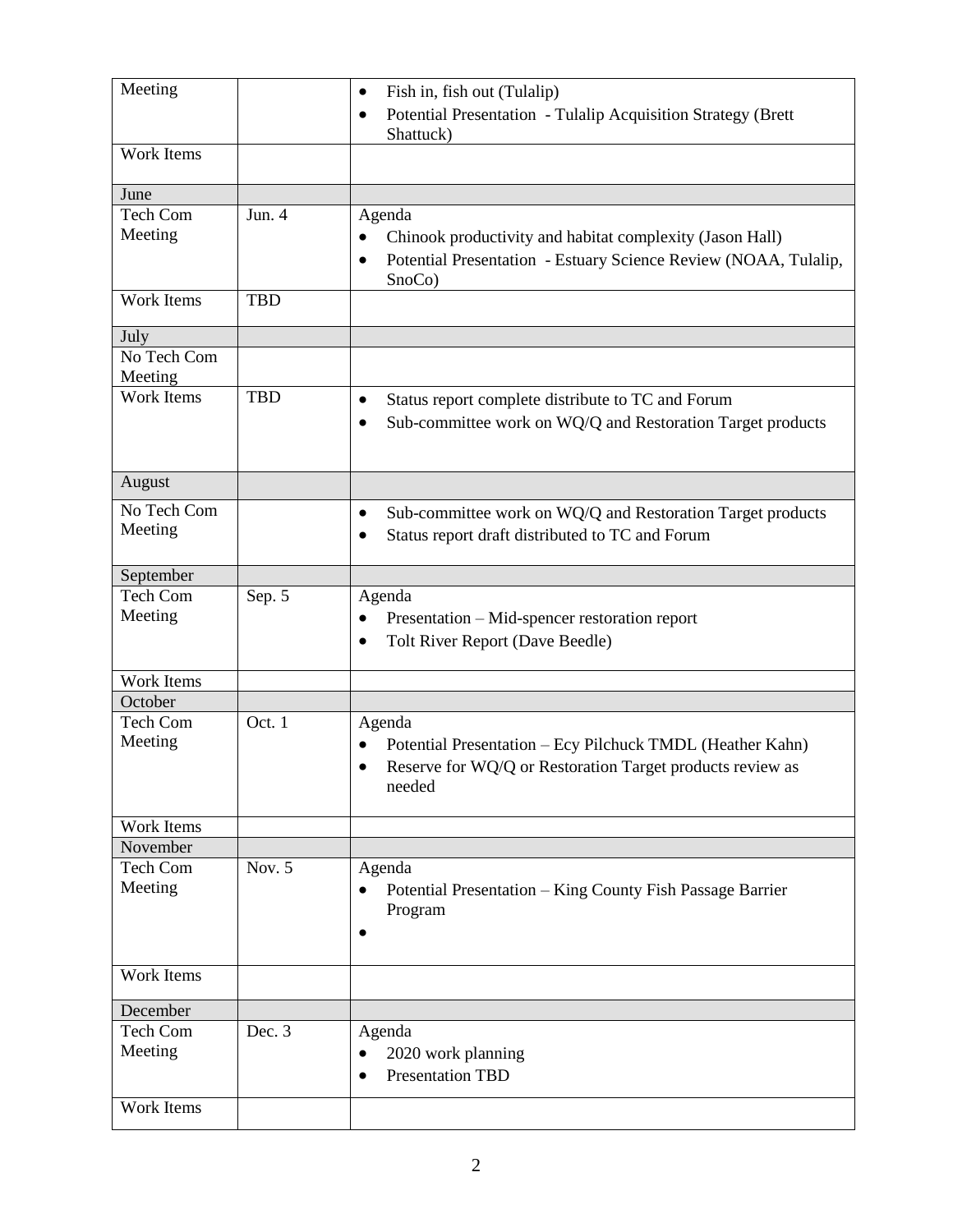| | | |
|---|---|---|
| Meeting | | • Fish in, fish out (Tulalip)<br>• Potential Presentation - Tulalip Acquisition Strategy (Brett Shattuck) |
| Work Items | | |
| June | | |
| Tech Com Meeting | Jun. 4 | Agenda<br>• Chinook productivity and habitat complexity (Jason Hall)<br>• Potential Presentation - Estuary Science Review (NOAA, Tulalip, SnoCo) |
| Work Items | TBD | |
| July | | |
| No Tech Com Meeting | | |
| Work Items | TBD | • Status report complete distribute to TC and Forum<br>• Sub-committee work on WQ/Q and Restoration Target products |
| August | | |
| No Tech Com Meeting | | • Sub-committee work on WQ/Q and Restoration Target products<br>• Status report draft distributed to TC and Forum |
| September | | |
| Tech Com Meeting | Sep. 5 | Agenda<br>• Presentation – Mid-spencer restoration report<br>• Tolt River Report (Dave Beedle) |
| Work Items | | |
| October | | |
| Tech Com Meeting | Oct. 1 | Agenda<br>• Potential Presentation – Ecy Pilchuck TMDL (Heather Kahn)<br>• Reserve for WQ/Q or Restoration Target products review as needed |
| Work Items | | |
| November | | |
| Tech Com Meeting | Nov. 5 | Agenda<br>• Potential Presentation – King County Fish Passage Barrier Program<br>• |
| Work Items | | |
| December | | |
| Tech Com Meeting | Dec. 3 | Agenda<br>• 2020 work planning<br>• Presentation TBD |
| Work Items | | |